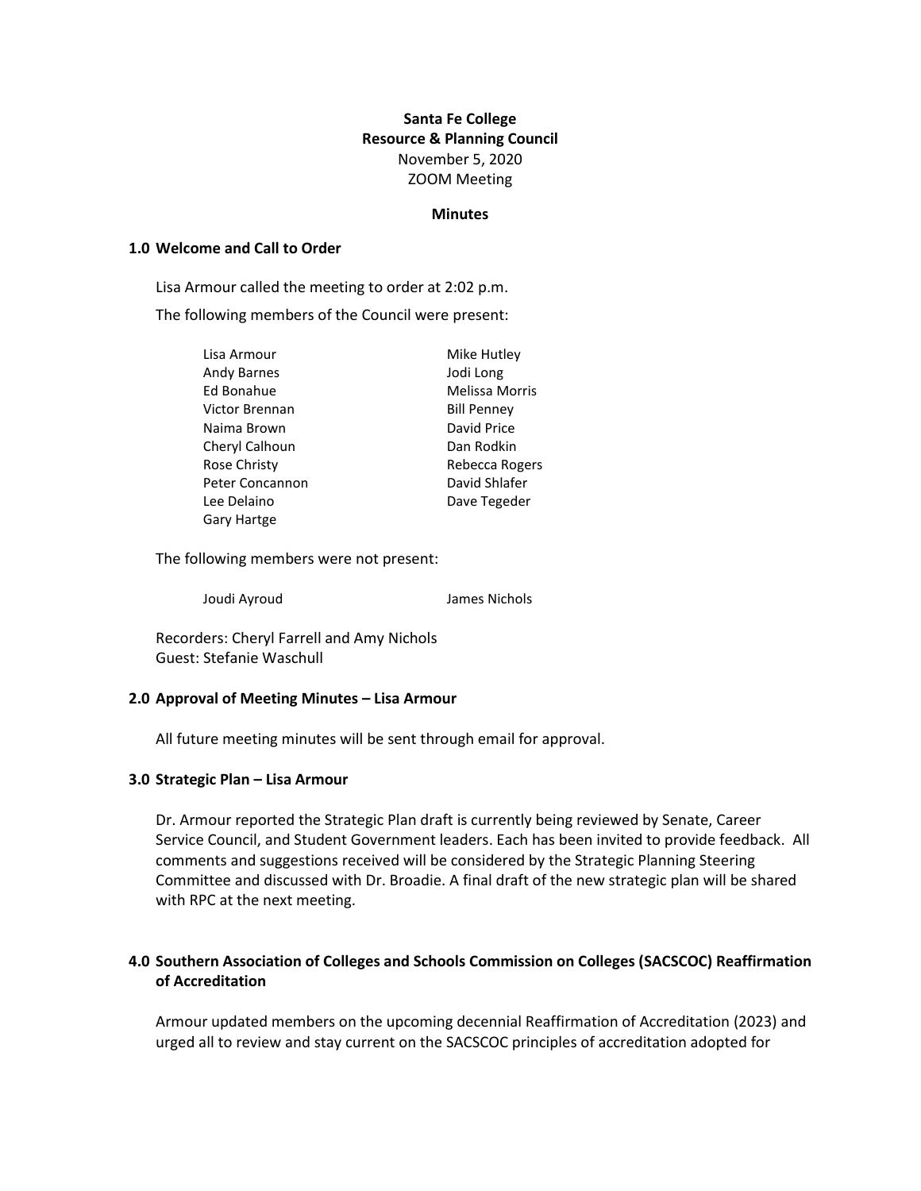**Santa Fe College**
**Resource & Planning Council**
November 5, 2020
ZOOM Meeting

**Minutes**

## 1.0 Welcome and Call to Order

Lisa Armour called the meeting to order at 2:02 p.m.

The following members of the Council were present:

| | |
|---|---|
| Lisa Armour | Mike Hutley |
| Andy Barnes | Jodi Long |
| Ed Bonahue | Melissa Morris |
| Victor Brennan | Bill Penney |
| Naima Brown | David Price |
| Cheryl Calhoun | Dan Rodkin |
| Rose Christy | Rebecca Rogers |
| Peter Concannon | David Shlafer |
| Lee Delaino | Dave Tegeder |
| Gary Hartge | |

The following members were not present:

| | |
|---|---|
| Joudi Ayroud | James Nichols |

Recorders: Cheryl Farrell and Amy Nichols
Guest: Stefanie Waschull

## 2.0 Approval of Meeting Minutes – Lisa Armour

All future meeting minutes will be sent through email for approval.

## 3.0 Strategic Plan – Lisa Armour

Dr. Armour reported the Strategic Plan draft is currently being reviewed by Senate, Career Service Council, and Student Government leaders. Each has been invited to provide feedback. All comments and suggestions received will be considered by the Strategic Planning Steering Committee and discussed with Dr. Broadie. A final draft of the new strategic plan will be shared with RPC at the next meeting.

## 4.0 Southern Association of Colleges and Schools Commission on Colleges (SACSCOC) Reaffirmation of Accreditation

Armour updated members on the upcoming decennial Reaffirmation of Accreditation (2023) and urged all to review and stay current on the SACSCOC principles of accreditation adopted for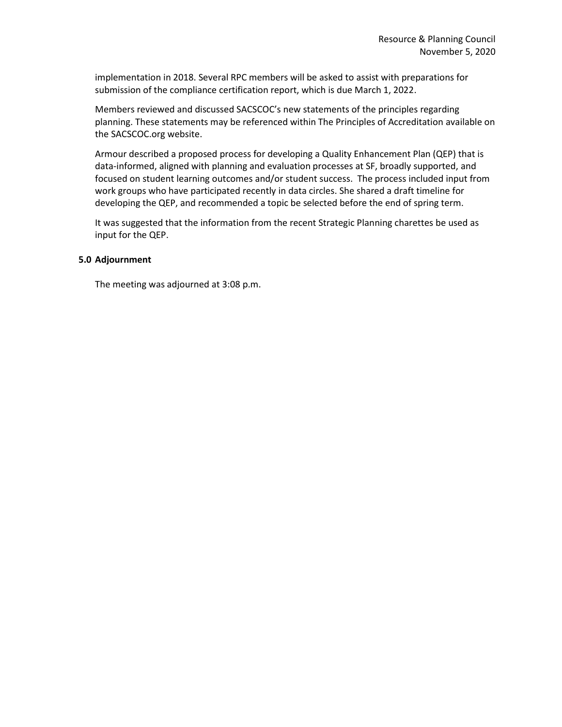implementation in 2018. Several RPC members will be asked to assist with preparations for submission of the compliance certification report, which is due March 1, 2022.

Members reviewed and discussed SACSCOC's new statements of the principles regarding planning. These statements may be referenced within The Principles of Accreditation available on the SACSCOC.org website.

Armour described a proposed process for developing a Quality Enhancement Plan (QEP) that is data-informed, aligned with planning and evaluation processes at SF, broadly supported, and focused on student learning outcomes and/or student success. The process included input from work groups who have participated recently in data circles. She shared a draft timeline for developing the QEP, and recommended a topic be selected before the end of spring term.

It was suggested that the information from the recent Strategic Planning charettes be used as input for the QEP.

**5.0 Adjournment**

The meeting was adjourned at 3:08 p.m.